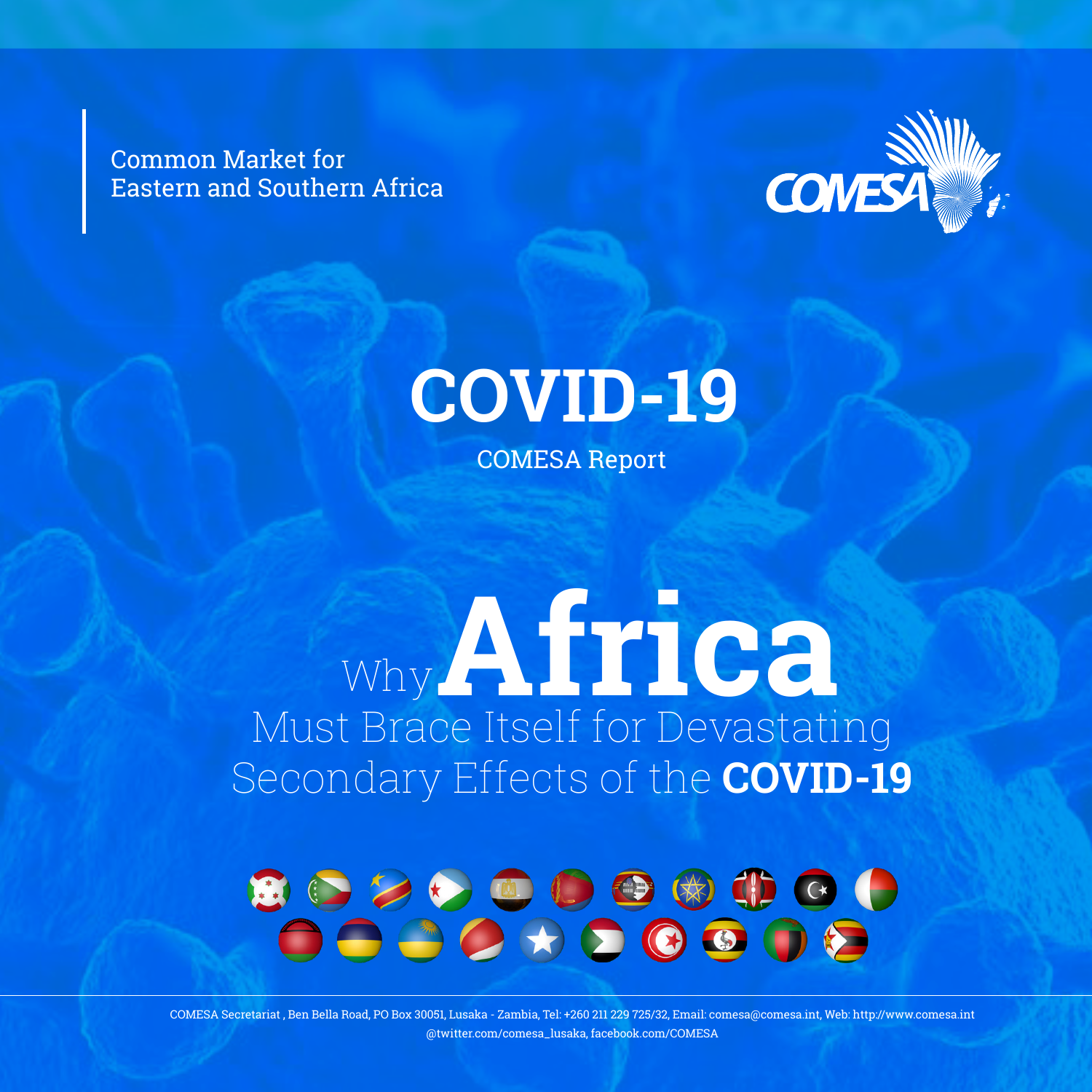Common Market for
Eastern and Southern Africa

COMESA

# COVID-19

COMESA Report

# Why Africa Must Brace Itself for Devastating Secondary Effects of the COVID-19

COMESA Secretariat , Ben Bella Road, PO Box 30051, Lusaka - Zambia, Tel: +260 211 229 725/32, Email: comesa@comesa.int, Web: http://www.comesa.int
@twitter.com/comesa_lusaka, facebook.com/COMESA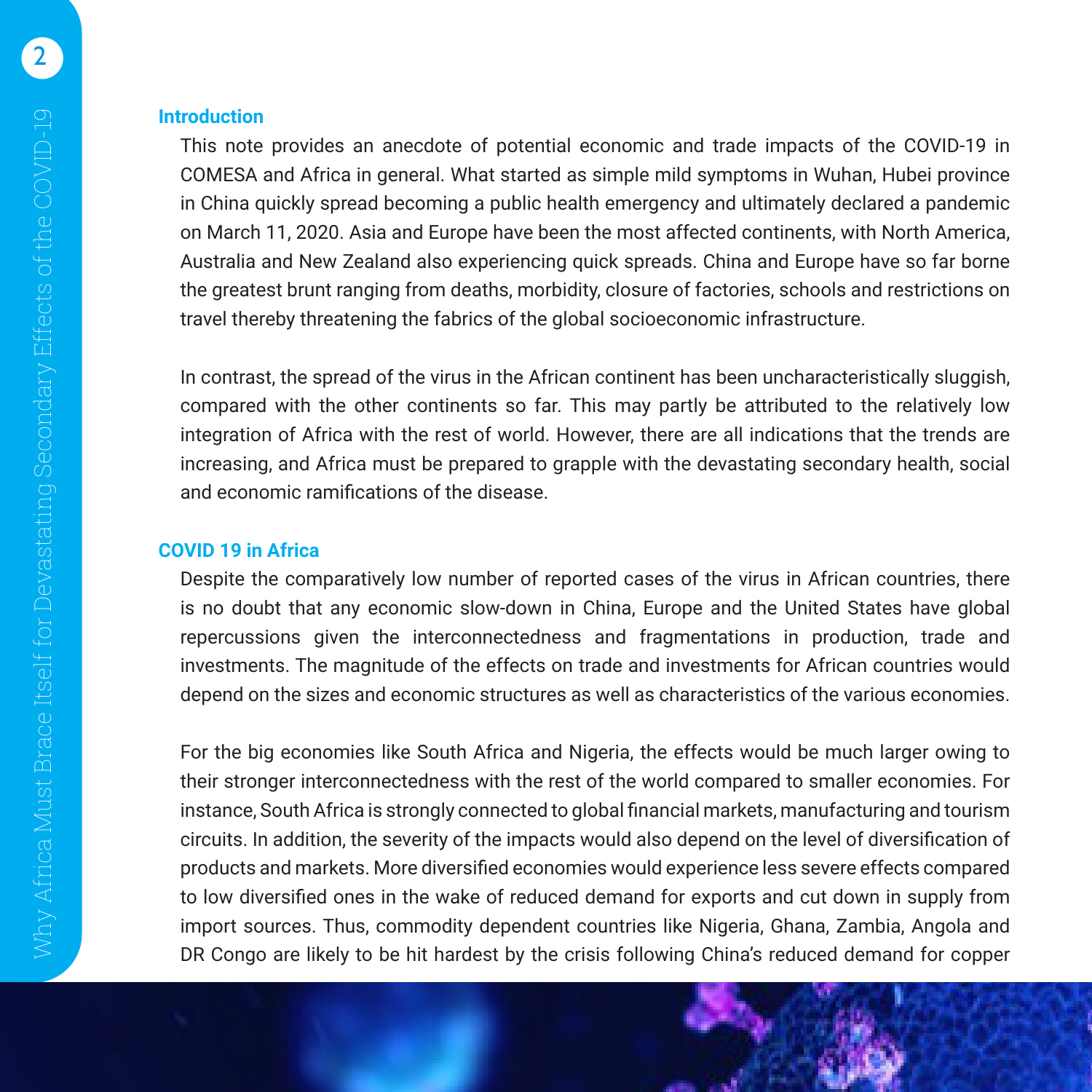## Introduction

This note provides an anecdote of potential economic and trade impacts of the COVID-19 in COMESA and Africa in general. What started as simple mild symptoms in Wuhan, Hubei province in China quickly spread becoming a public health emergency and ultimately declared a pandemic on March 11, 2020. Asia and Europe have been the most affected continents, with North America, Australia and New Zealand also experiencing quick spreads. China and Europe have so far borne the greatest brunt ranging from deaths, morbidity, closure of factories, schools and restrictions on travel thereby threatening the fabrics of the global socioeconomic infrastructure.

In contrast, the spread of the virus in the African continent has been uncharacteristically sluggish, compared with the other continents so far. This may partly be attributed to the relatively low integration of Africa with the rest of world. However, there are all indications that the trends are increasing, and Africa must be prepared to grapple with the devastating secondary health, social and economic ramifications of the disease.

## COVID 19 in Africa

Despite the comparatively low number of reported cases of the virus in African countries, there is no doubt that any economic slow-down in China, Europe and the United States have global repercussions given the interconnectedness and fragmentations in production, trade and investments. The magnitude of the effects on trade and investments for African countries would depend on the sizes and economic structures as well as characteristics of the various economies.

For the big economies like South Africa and Nigeria, the effects would be much larger owing to their stronger interconnectedness with the rest of the world compared to smaller economies. For instance, South Africa is strongly connected to global financial markets, manufacturing and tourism circuits. In addition, the severity of the impacts would also depend on the level of diversification of products and markets. More diversified economies would experience less severe effects compared to low diversified ones in the wake of reduced demand for exports and cut down in supply from import sources. Thus, commodity dependent countries like Nigeria, Ghana, Zambia, Angola and DR Congo are likely to be hit hardest by the crisis following China's reduced demand for copper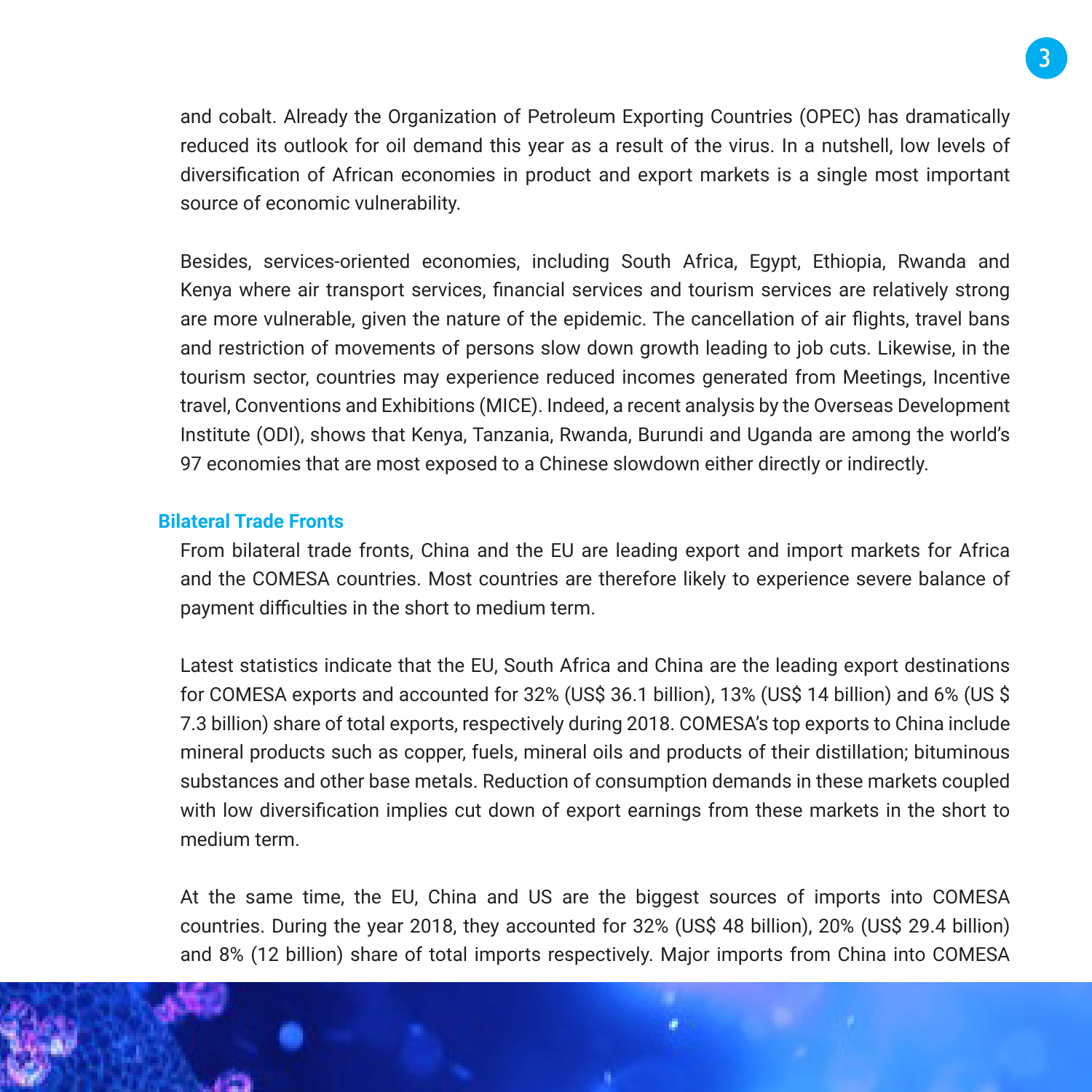and cobalt. Already the Organization of Petroleum Exporting Countries (OPEC) has dramatically reduced its outlook for oil demand this year as a result of the virus. In a nutshell, low levels of diversification of African economies in product and export markets is a single most important source of economic vulnerability.

Besides, services-oriented economies, including South Africa, Egypt, Ethiopia, Rwanda and Kenya where air transport services, financial services and tourism services are relatively strong are more vulnerable, given the nature of the epidemic. The cancellation of air flights, travel bans and restriction of movements of persons slow down growth leading to job cuts. Likewise, in the tourism sector, countries may experience reduced incomes generated from Meetings, Incentive travel, Conventions and Exhibitions (MICE). Indeed, a recent analysis by the Overseas Development Institute (ODI), shows that Kenya, Tanzania, Rwanda, Burundi and Uganda are among the world's 97 economies that are most exposed to a Chinese slowdown either directly or indirectly.

## Bilateral Trade Fronts

From bilateral trade fronts, China and the EU are leading export and import markets for Africa and the COMESA countries. Most countries are therefore likely to experience severe balance of payment difficulties in the short to medium term.

Latest statistics indicate that the EU, South Africa and China are the leading export destinations for COMESA exports and accounted for 32% (US$ 36.1 billion), 13% (US$ 14 billion) and 6% (US $ 7.3 billion) share of total exports, respectively during 2018. COMESA's top exports to China include mineral products such as copper, fuels, mineral oils and products of their distillation; bituminous substances and other base metals. Reduction of consumption demands in these markets coupled with low diversification implies cut down of export earnings from these markets in the short to medium term.

At the same time, the EU, China and US are the biggest sources of imports into COMESA countries. During the year 2018, they accounted for 32% (US$ 48 billion), 20% (US$ 29.4 billion) and 8% (12 billion) share of total imports respectively. Major imports from China into COMESA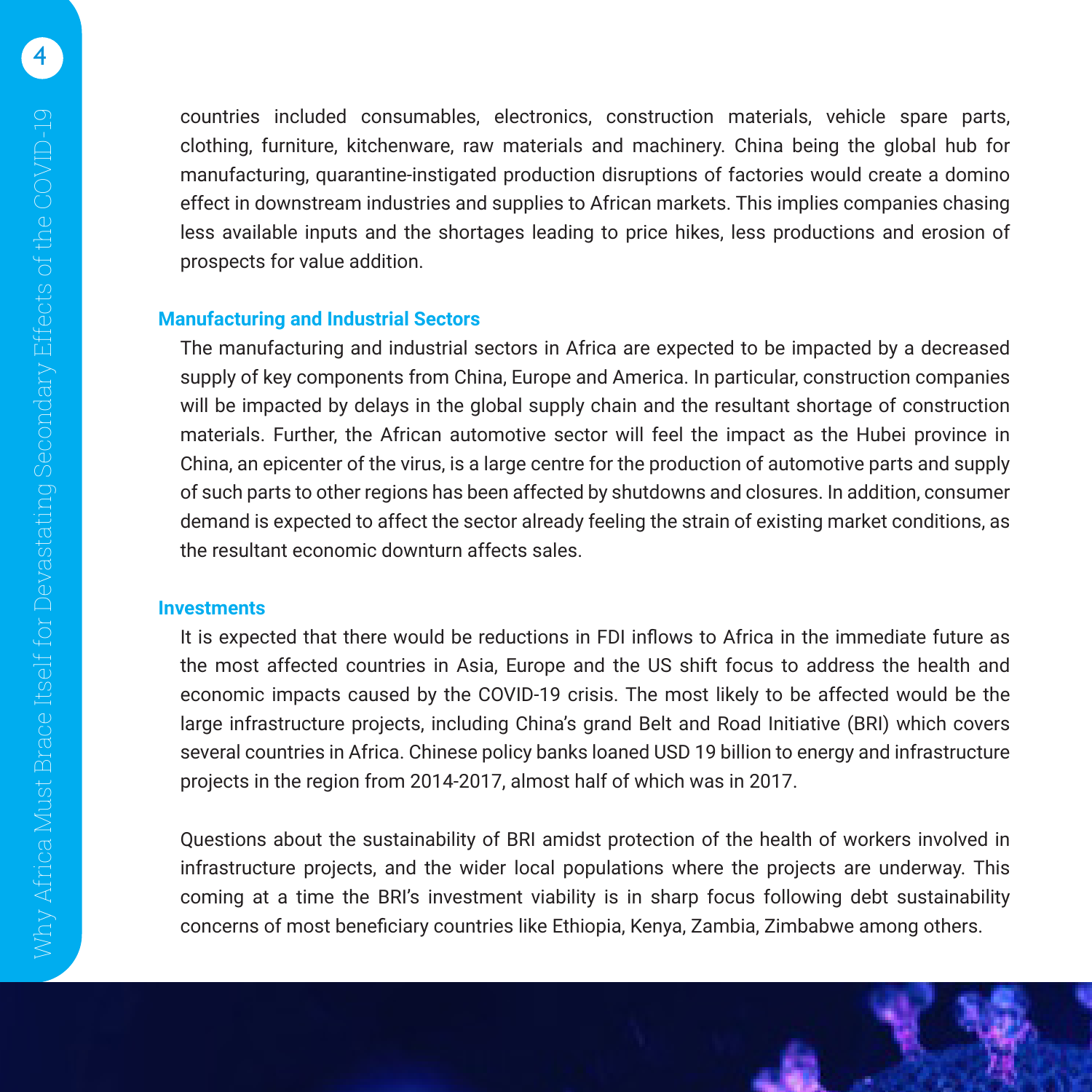countries included consumables, electronics, construction materials, vehicle spare parts, clothing, furniture, kitchenware, raw materials and machinery. China being the global hub for manufacturing, quarantine-instigated production disruptions of factories would create a domino effect in downstream industries and supplies to African markets. This implies companies chasing less available inputs and the shortages leading to price hikes, less productions and erosion of prospects for value addition.

### Manufacturing and Industrial Sectors

The manufacturing and industrial sectors in Africa are expected to be impacted by a decreased supply of key components from China, Europe and America. In particular, construction companies will be impacted by delays in the global supply chain and the resultant shortage of construction materials. Further, the African automotive sector will feel the impact as the Hubei province in China, an epicenter of the virus, is a large centre for the production of automotive parts and supply of such parts to other regions has been affected by shutdowns and closures. In addition, consumer demand is expected to affect the sector already feeling the strain of existing market conditions, as the resultant economic downturn affects sales.

### Investments

It is expected that there would be reductions in FDI inflows to Africa in the immediate future as the most affected countries in Asia, Europe and the US shift focus to address the health and economic impacts caused by the COVID-19 crisis. The most likely to be affected would be the large infrastructure projects, including China's grand Belt and Road Initiative (BRI) which covers several countries in Africa. Chinese policy banks loaned USD 19 billion to energy and infrastructure projects in the region from 2014-2017, almost half of which was in 2017.

Questions about the sustainability of BRI amidst protection of the health of workers involved in infrastructure projects, and the wider local populations where the projects are underway. This coming at a time the BRI's investment viability is in sharp focus following debt sustainability concerns of most beneficiary countries like Ethiopia, Kenya, Zambia, Zimbabwe among others.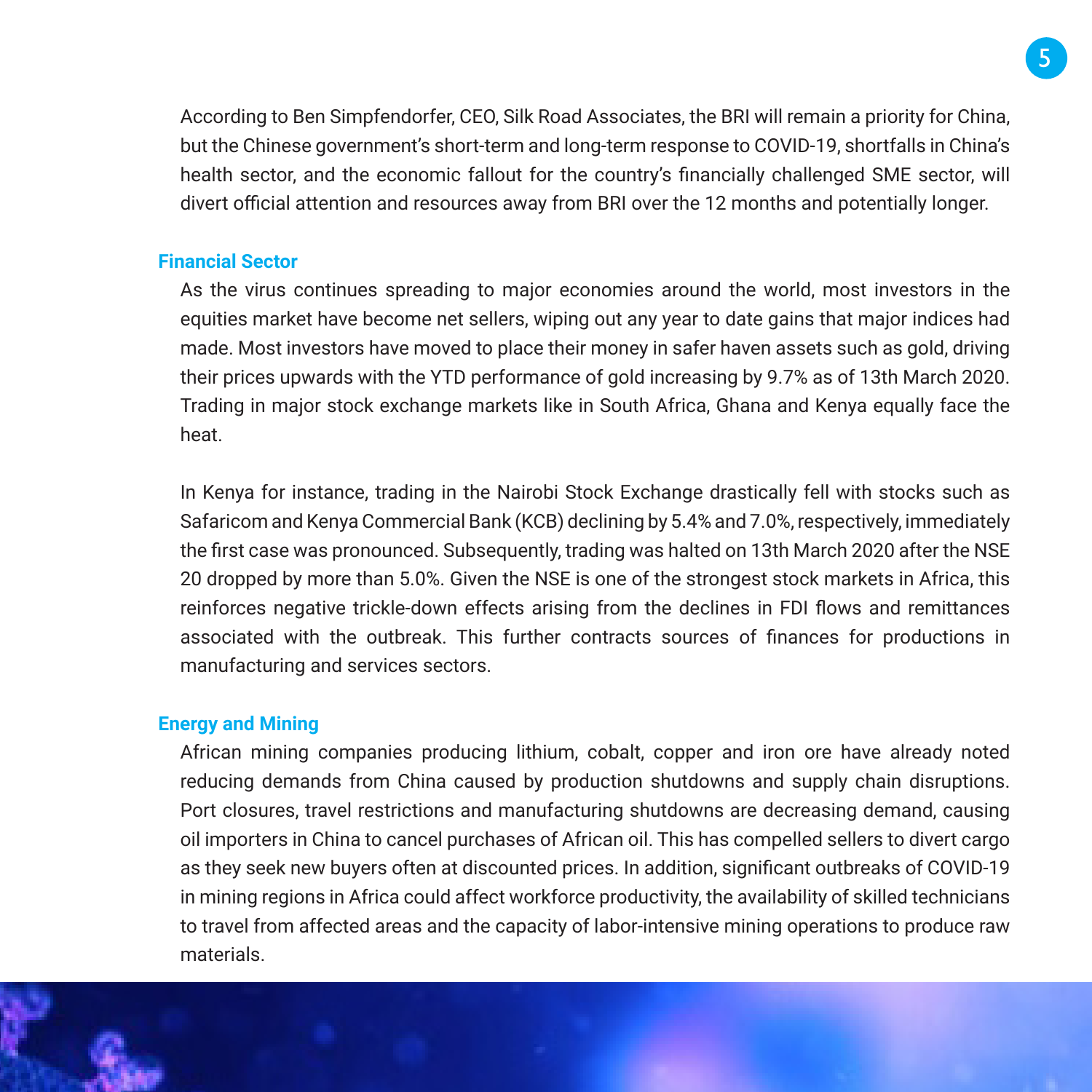According to Ben Simpfendorfer, CEO, Silk Road Associates, the BRI will remain a priority for China, but the Chinese government's short-term and long-term response to COVID-19, shortfalls in China's health sector, and the economic fallout for the country's financially challenged SME sector, will divert official attention and resources away from BRI over the 12 months and potentially longer.

## Financial Sector

As the virus continues spreading to major economies around the world, most investors in the equities market have become net sellers, wiping out any year to date gains that major indices had made. Most investors have moved to place their money in safer haven assets such as gold, driving their prices upwards with the YTD performance of gold increasing by 9.7% as of 13th March 2020. Trading in major stock exchange markets like in South Africa, Ghana and Kenya equally face the heat.

In Kenya for instance, trading in the Nairobi Stock Exchange drastically fell with stocks such as Safaricom and Kenya Commercial Bank (KCB) declining by 5.4% and 7.0%, respectively, immediately the first case was pronounced. Subsequently, trading was halted on 13th March 2020 after the NSE 20 dropped by more than 5.0%. Given the NSE is one of the strongest stock markets in Africa, this reinforces negative trickle-down effects arising from the declines in FDI flows and remittances associated with the outbreak. This further contracts sources of finances for productions in manufacturing and services sectors.

## Energy and Mining

African mining companies producing lithium, cobalt, copper and iron ore have already noted reducing demands from China caused by production shutdowns and supply chain disruptions. Port closures, travel restrictions and manufacturing shutdowns are decreasing demand, causing oil importers in China to cancel purchases of African oil. This has compelled sellers to divert cargo as they seek new buyers often at discounted prices. In addition, significant outbreaks of COVID-19 in mining regions in Africa could affect workforce productivity, the availability of skilled technicians to travel from affected areas and the capacity of labor-intensive mining operations to produce raw materials.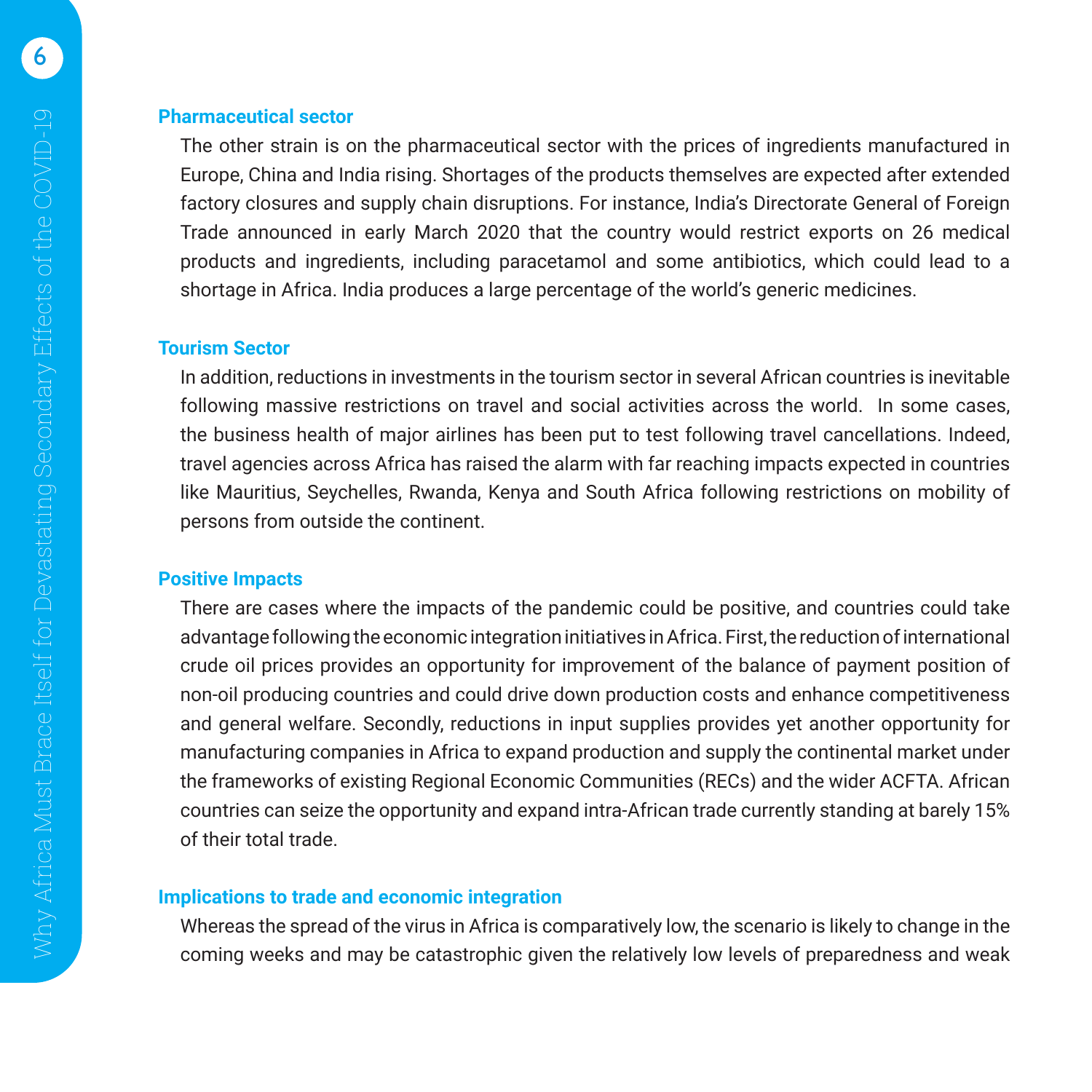### Pharmaceutical sector

The other strain is on the pharmaceutical sector with the prices of ingredients manufactured in Europe, China and India rising. Shortages of the products themselves are expected after extended factory closures and supply chain disruptions. For instance, India's Directorate General of Foreign Trade announced in early March 2020 that the country would restrict exports on 26 medical products and ingredients, including paracetamol and some antibiotics, which could lead to a shortage in Africa. India produces a large percentage of the world's generic medicines.

### Tourism Sector

In addition, reductions in investments in the tourism sector in several African countries is inevitable following massive restrictions on travel and social activities across the world. In some cases, the business health of major airlines has been put to test following travel cancellations. Indeed, travel agencies across Africa has raised the alarm with far reaching impacts expected in countries like Mauritius, Seychelles, Rwanda, Kenya and South Africa following restrictions on mobility of persons from outside the continent.

### Positive Impacts

There are cases where the impacts of the pandemic could be positive, and countries could take advantage following the economic integration initiatives in Africa. First, the reduction of international crude oil prices provides an opportunity for improvement of the balance of payment position of non-oil producing countries and could drive down production costs and enhance competitiveness and general welfare. Secondly, reductions in input supplies provides yet another opportunity for manufacturing companies in Africa to expand production and supply the continental market under the frameworks of existing Regional Economic Communities (RECs) and the wider ACFTA. African countries can seize the opportunity and expand intra-African trade currently standing at barely 15% of their total trade.

### Implications to trade and economic integration

Whereas the spread of the virus in Africa is comparatively low, the scenario is likely to change in the coming weeks and may be catastrophic given the relatively low levels of preparedness and weak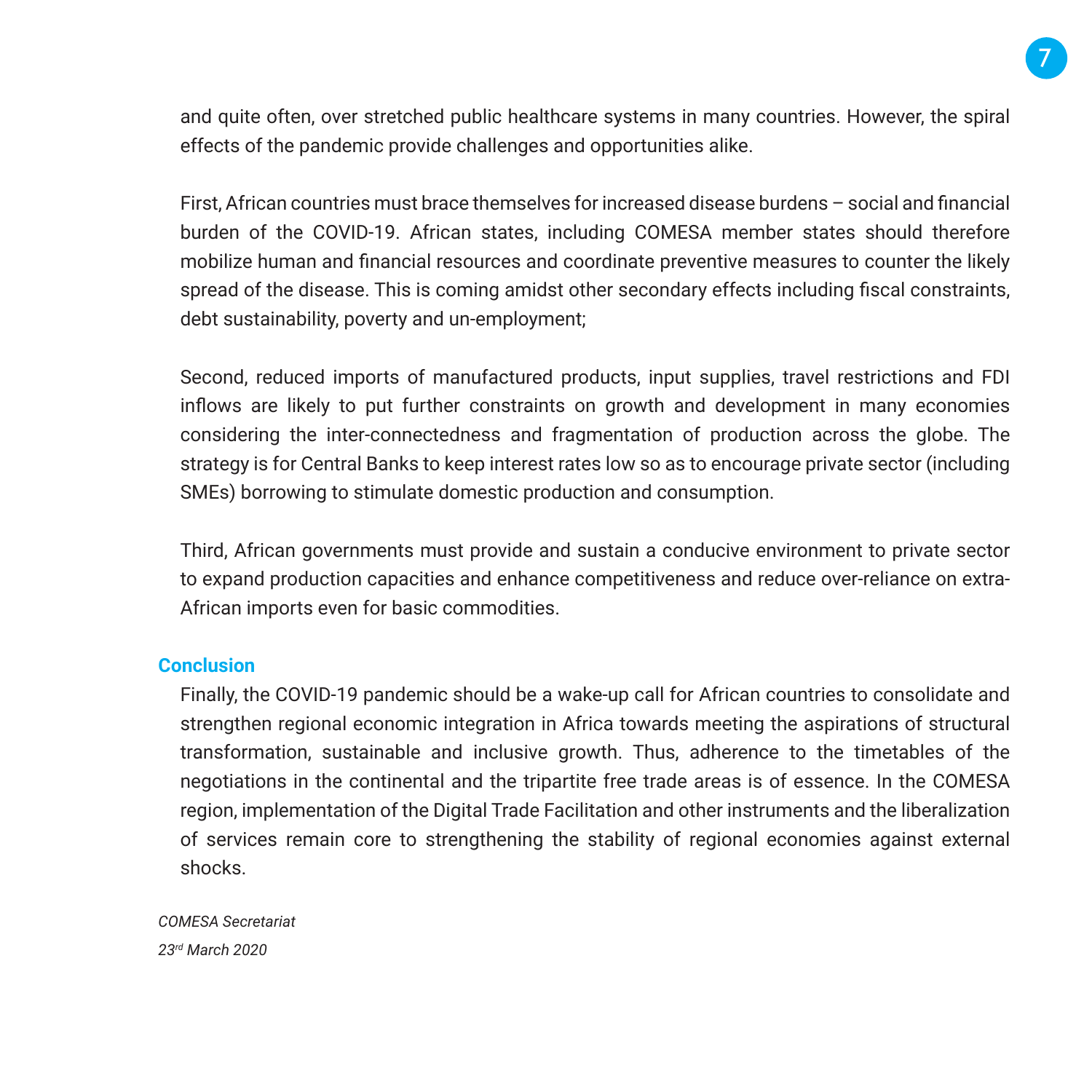and quite often, over stretched public healthcare systems in many countries. However, the spiral effects of the pandemic provide challenges and opportunities alike.

First, African countries must brace themselves for increased disease burdens – social and financial burden of the COVID-19. African states, including COMESA member states should therefore mobilize human and financial resources and coordinate preventive measures to counter the likely spread of the disease. This is coming amidst other secondary effects including fiscal constraints, debt sustainability, poverty and un-employment;

Second, reduced imports of manufactured products, input supplies, travel restrictions and FDI inflows are likely to put further constraints on growth and development in many economies considering the inter-connectedness and fragmentation of production across the globe. The strategy is for Central Banks to keep interest rates low so as to encourage private sector (including SMEs) borrowing to stimulate domestic production and consumption.

Third, African governments must provide and sustain a conducive environment to private sector to expand production capacities and enhance competitiveness and reduce over-reliance on extra-African imports even for basic commodities.

## Conclusion

Finally, the COVID-19 pandemic should be a wake-up call for African countries to consolidate and strengthen regional economic integration in Africa towards meeting the aspirations of structural transformation, sustainable and inclusive growth. Thus, adherence to the timetables of the negotiations in the continental and the tripartite free trade areas is of essence. In the COMESA region, implementation of the Digital Trade Facilitation and other instruments and the liberalization of services remain core to strengthening the stability of regional economies against external shocks.

*COMESA Secretariat*

*23rd March 2020*